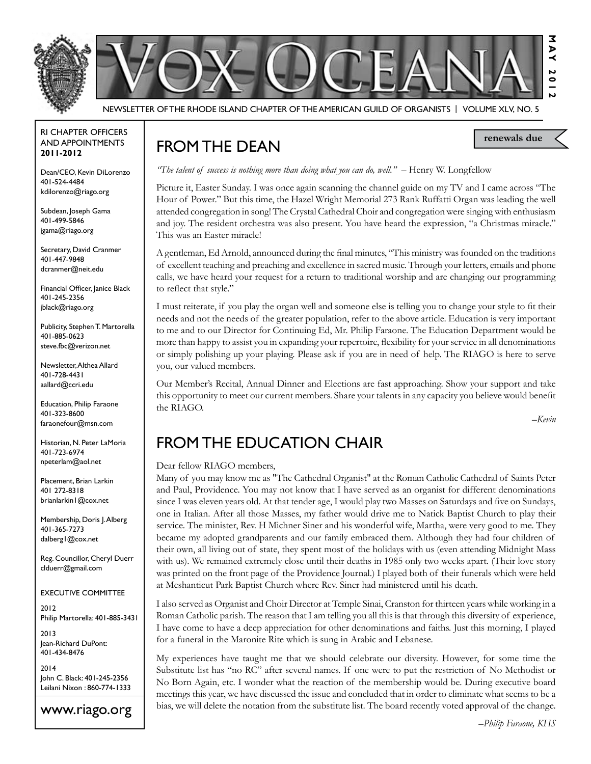# VOX OCEANA

NEWSLETTER OF THE RHODE ISLAND CHAPTER OF THE AMERICAN GUILD OF ORGANISTS | VOLUME XLV, NO. 5

MAY 2012

RI CHAPTER OFFICERS AND APPOINTMENTS **2011-2012**

Dean/CEO, Kevin DiLorenzo
401-524-4484
kdilorenzo@riago.org

Subdean, Joseph Gama
401-499-5846
jgama@riago.org

Secretary, David Cranmer
401-447-9848
dcranmer@neit.edu

Financial Officer, Janice Black
401-245-2356
jblack@riago.org

Publicity, Stephen T. Martorella
401-885-0623
steve.fbc@verizon.net

Newsletter, Althea Allard
401-728-4431
aallard@ccri.edu

Education, Philip Faraone
401-323-8600
faraonefour@msn.com

Historian, N. Peter LaMoria
401-723-6974
npeterlam@aol.net

Placement, Brian Larkin
401 272-8318
brianlarkin1@cox.net

Membership, Doris J. Alberg
401-365-7273
dalberg1@cox.net

Reg. Councillor, Cheryl Duerr
clduerr@gmail.com

EXECUTIVE COMMITTEE

2012
Philip Martorella: 401-885-3431

2013
Jean-Richard DuPont: 401-434-8476

2014
John C. Black: 401-245-2356
Leilani Nixon : 860-774-1333

www.riago.org

**renewals due**

## FROM THE DEAN

*"The talent of success is nothing more than doing what you can do, well."* – Henry W. Longfellow

Picture it, Easter Sunday. I was once again scanning the channel guide on my TV and I came across "The Hour of Power." But this time, the Hazel Wright Memorial 273 Rank Ruffatti Organ was leading the well attended congregation in song! The Crystal Cathedral Choir and congregation were singing with enthusiasm and joy. The resident orchestra was also present. You have heard the expression, "a Christmas miracle." This was an Easter miracle!

A gentleman, Ed Arnold, announced during the final minutes, "This ministry was founded on the traditions of excellent teaching and preaching and excellence in sacred music. Through your letters, emails and phone calls, we have heard your request for a return to traditional worship and are changing our programming to reflect that style."

I must reiterate, if you play the organ well and someone else is telling you to change your style to fit their needs and not the needs of the greater population, refer to the above article. Education is very important to me and to our Director for Continuing Ed, Mr. Philip Faraone. The Education Department would be more than happy to assist you in expanding your repertoire, flexibility for your service in all denominations or simply polishing up your playing. Please ask if you are in need of help. The RIAGO is here to serve you, our valued members.

Our Member's Recital, Annual Dinner and Elections are fast approaching. Show your support and take this opportunity to meet our current members. Share your talents in any capacity you believe would benefit the RIAGO.

*–Kevin*

## FROM THE EDUCATION CHAIR

Dear fellow RIAGO members,

Many of you may know me as "The Cathedral Organist" at the Roman Catholic Cathedral of Saints Peter and Paul, Providence. You may not know that I have served as an organist for different denominations since I was eleven years old. At that tender age, I would play two Masses on Saturdays and five on Sundays, one in Italian. After all those Masses, my father would drive me to Natick Baptist Church to play their service. The minister, Rev. H Michner Siner and his wonderful wife, Martha, were very good to me. They became my adopted grandparents and our family embraced them. Although they had four children of their own, all living out of state, they spent most of the holidays with us (even attending Midnight Mass with us). We remained extremely close until their deaths in 1985 only two weeks apart. (Their love story was printed on the front page of the Providence Journal.) I played both of their funerals which were held at Meshanticut Park Baptist Church where Rev. Siner had ministered until his death.

I also served as Organist and Choir Director at Temple Sinai, Cranston for thirteen years while working in a Roman Catholic parish. The reason that I am telling you all this is that through this diversity of experience, I have come to have a deep appreciation for other denominations and faiths. Just this morning, I played for a funeral in the Maronite Rite which is sung in Arabic and Lebanese.

My experiences have taught me that we should celebrate our diversity. However, for some time the Substitute list has "no RC" after several names. If one were to put the restriction of No Methodist or No Born Again, etc. I wonder what the reaction of the membership would be. During executive board meetings this year, we have discussed the issue and concluded that in order to eliminate what seems to be a bias, we will delete the notation from the substitute list. The board recently voted approval of the change.

*–Philip Faraone, KHS*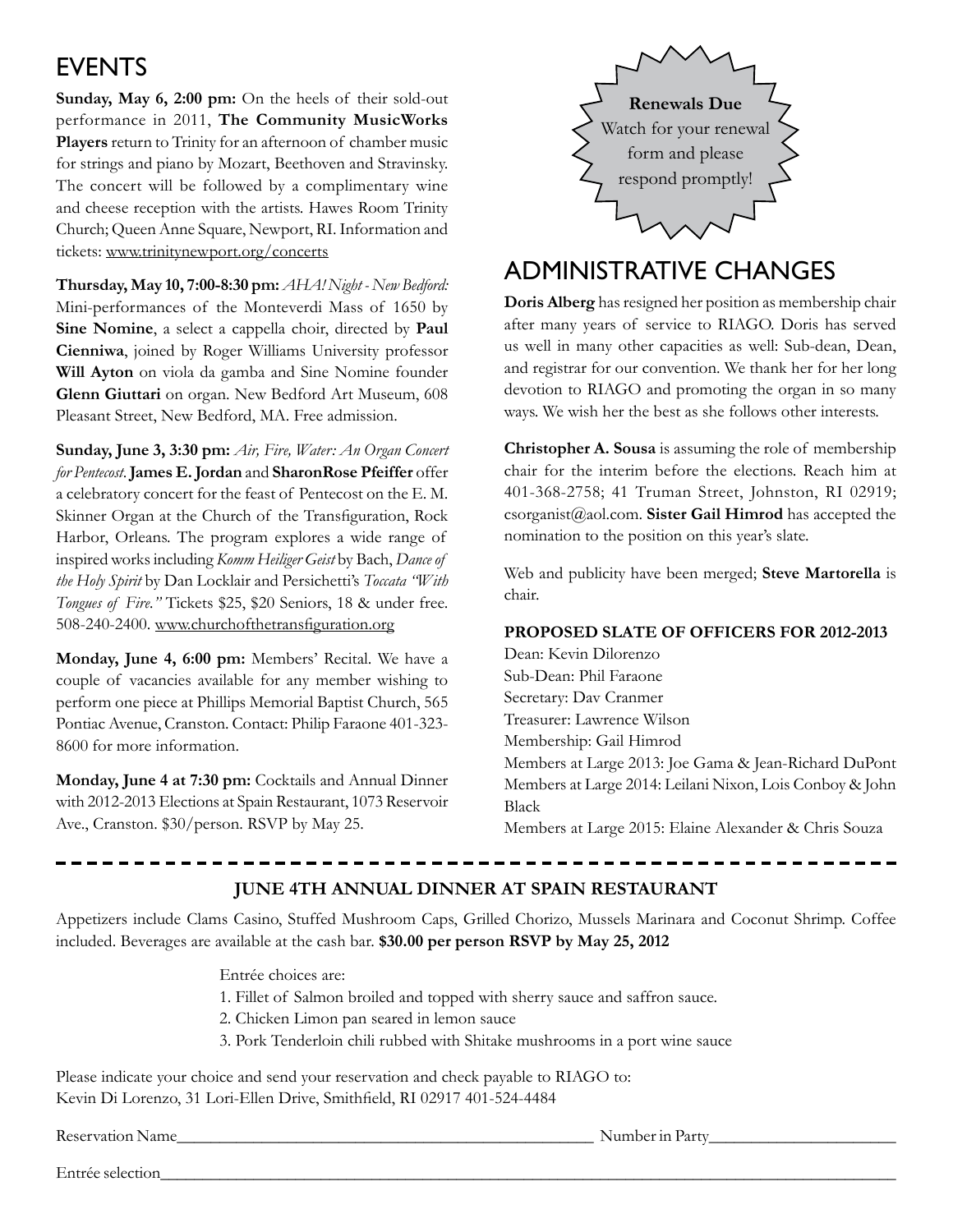## EVENTS

**Sunday, May 6, 2:00 pm:** On the heels of their sold-out performance in 2011, **The Community MusicWorks Players** return to Trinity for an afternoon of chamber music for strings and piano by Mozart, Beethoven and Stravinsky. The concert will be followed by a complimentary wine and cheese reception with the artists. Hawes Room Trinity Church; Queen Anne Square, Newport, RI. Information and tickets: www.trinitynewport.org/concerts

**Thursday, May 10, 7:00-8:30 pm:** *AHA! Night - New Bedford:* Mini-performances of the Monteverdi Mass of 1650 by **Sine Nomine**, a select a cappella choir, directed by **Paul Cienniwa**, joined by Roger Williams University professor **Will Ayton** on viola da gamba and Sine Nomine founder **Glenn Giuttari** on organ. New Bedford Art Museum, 608 Pleasant Street, New Bedford, MA. Free admission.

**Sunday, June 3, 3:30 pm:** *Air, Fire, Water: An Organ Concert for Pentecost*. **James E. Jordan** and **SharonRose Pfeiffer** offer a celebratory concert for the feast of Pentecost on the E. M. Skinner Organ at the Church of the Transfiguration, Rock Harbor, Orleans. The program explores a wide range of inspired works including *Komm Heiliger Geist* by Bach, *Dance of the Holy Spirit* by Dan Locklair and Persichetti's *Toccata "With Tongues of Fire."* Tickets $25, $20 Seniors, 18 & under free. 508-240-2400. www.churchofthetransfiguration.org

**Monday, June 4, 6:00 pm:** Members' Recital. We have a couple of vacancies available for any member wishing to perform one piece at Phillips Memorial Baptist Church, 565 Pontiac Avenue, Cranston. Contact: Philip Faraone 401-323-8600 for more information.

**Monday, June 4 at 7:30 pm:** Cocktails and Annual Dinner with 2012-2013 Elections at Spain Restaurant, 1073 Reservoir Ave., Cranston. $30/person. RSVP by May 25.

**Renewals Due**
Watch for your renewal form and please respond promptly!

## ADMINISTRATIVE CHANGES

**Doris Alberg** has resigned her position as membership chair after many years of service to RIAGO. Doris has served us well in many other capacities as well: Sub-dean, Dean, and registrar for our convention. We thank her for her long devotion to RIAGO and promoting the organ in so many ways. We wish her the best as she follows other interests.

**Christopher A. Sousa** is assuming the role of membership chair for the interim before the elections. Reach him at 401-368-2758; 41 Truman Street, Johnston, RI 02919; csorganist@aol.com. **Sister Gail Himrod** has accepted the nomination to the position on this year's slate.

Web and publicity have been merged; **Steve Martorella** is chair.

**PROPOSED SLATE OF OFFICERS FOR 2012-2013**

Dean: Kevin Dilorenzo
Sub-Dean: Phil Faraone
Secretary: Dav Cranmer
Treasurer: Lawrence Wilson
Membership: Gail Himrod
Members at Large 2013: Joe Gama & Jean-Richard DuPont
Members at Large 2014: Leilani Nixon, Lois Conboy & John Black
Members at Large 2015: Elaine Alexander & Chris Souza

---

**JUNE 4TH ANNUAL DINNER AT SPAIN RESTAURANT**

Appetizers include Clams Casino, Stuffed Mushroom Caps, Grilled Chorizo, Mussels Marinara and Coconut Shrimp. Coffee included. Beverages are available at the cash bar. **$30.00 per person RSVP by May 25, 2012**

Entrée choices are:

1. Fillet of Salmon broiled and topped with sherry sauce and saffron sauce.
2. Chicken Limon pan seared in lemon sauce
3. Pork Tenderloin chili rubbed with Shitake mushrooms in a port wine sauce

Please indicate your choice and send your reservation and check payable to RIAGO to:
Kevin Di Lorenzo, 31 Lori-Ellen Drive, Smithfield, RI 02917 401-524-4484

Reservation Name\_\_\_\_\_\_\_\_\_\_\_\_\_\_\_\_\_\_\_\_\_\_\_\_\_\_\_\_\_\_\_\_\_\_\_\_\_\_ Number in Party\_\_\_\_\_\_\_\_\_\_\_\_\_\_\_\_\_\_

Entrée selection\_\_\_\_\_\_\_\_\_\_\_\_\_\_\_\_\_\_\_\_\_\_\_\_\_\_\_\_\_\_\_\_\_\_\_\_\_\_\_\_\_\_\_\_\_\_\_\_\_\_\_\_\_\_\_\_\_\_\_\_\_\_\_\_\_\_\_\_\_\_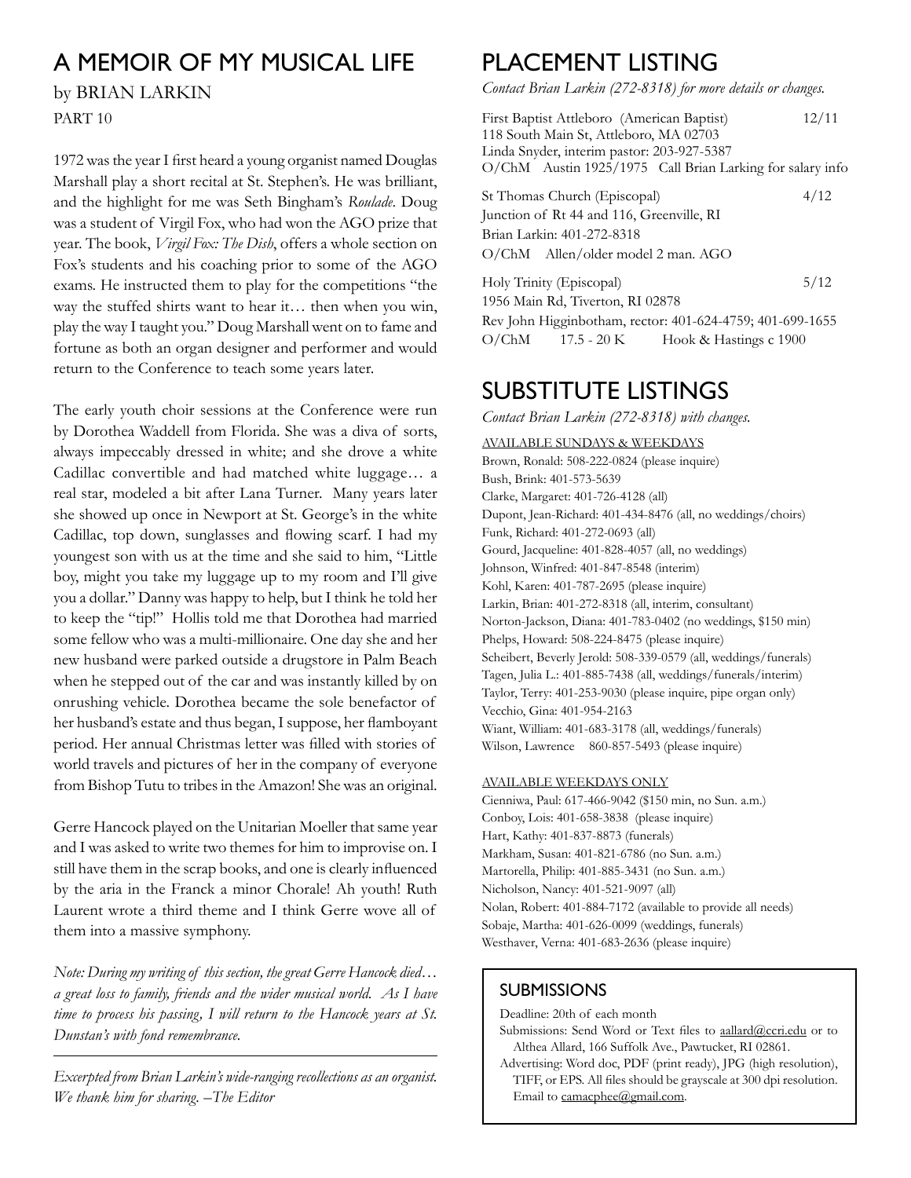# A MEMOIR OF MY MUSICAL LIFE

by BRIAN LARKIN

PART 10

1972 was the year I first heard a young organist named Douglas Marshall play a short recital at St. Stephen's. He was brilliant, and the highlight for me was Seth Bingham's *Roulade*. Doug was a student of Virgil Fox, who had won the AGO prize that year. The book, *Virgil Fox: The Dish*, offers a whole section on Fox's students and his coaching prior to some of the AGO exams. He instructed them to play for the competitions "the way the stuffed shirts want to hear it… then when you win, play the way I taught you." Doug Marshall went on to fame and fortune as both an organ designer and performer and would return to the Conference to teach some years later.

The early youth choir sessions at the Conference were run by Dorothea Waddell from Florida. She was a diva of sorts, always impeccably dressed in white; and she drove a white Cadillac convertible and had matched white luggage… a real star, modeled a bit after Lana Turner. Many years later she showed up once in Newport at St. George's in the white Cadillac, top down, sunglasses and flowing scarf. I had my youngest son with us at the time and she said to him, "Little boy, might you take my luggage up to my room and I'll give you a dollar." Danny was happy to help, but I think he told her to keep the "tip!" Hollis told me that Dorothea had married some fellow who was a multi-millionaire. One day she and her new husband were parked outside a drugstore in Palm Beach when he stepped out of the car and was instantly killed by on onrushing vehicle. Dorothea became the sole benefactor of her husband's estate and thus began, I suppose, her flamboyant period. Her annual Christmas letter was filled with stories of world travels and pictures of her in the company of everyone from Bishop Tutu to tribes in the Amazon! She was an original.

Gerre Hancock played on the Unitarian Moeller that same year and I was asked to write two themes for him to improvise on. I still have them in the scrap books, and one is clearly influenced by the aria in the Franck a minor Chorale! Ah youth! Ruth Laurent wrote a third theme and I think Gerre wove all of them into a massive symphony.

*Note: During my writing of this section, the great Gerre Hancock died… a great loss to family, friends and the wider musical world. As I have time to process his passing, I will return to the Hancock years at St. Dunstan's with fond remembrance.*

---

*Excerpted from Brian Larkin's wide-ranging recollections as an organist. We thank him for sharing. –The Editor*

# PLACEMENT LISTING

*Contact Brian Larkin (272-8318) for more details or changes.*

First Baptist Attleboro (American Baptist) — 12/11
118 South Main St, Attleboro, MA 02703
Linda Snyder, interim pastor: 203-927-5387
O/ChM Austin 1925/1975 Call Brian Larking for salary info

St Thomas Church (Episcopal) — 4/12
Junction of Rt 44 and 116, Greenville, RI
Brian Larkin: 401-272-8318
O/ChM Allen/older model 2 man. AGO

Holy Trinity (Episcopal) — 5/12
1956 Main Rd, Tiverton, RI 02878
Rev John Higginbotham, rector: 401-624-4759; 401-699-1655
O/ChM 17.5 - 20 K Hook & Hastings c 1900

# SUBSTITUTE LISTINGS

*Contact Brian Larkin (272-8318) with changes.*

AVAILABLE SUNDAYS & WEEKDAYS

Brown, Ronald: 508-222-0824 (please inquire)
Bush, Brink: 401-573-5639
Clarke, Margaret: 401-726-4128 (all)
Dupont, Jean-Richard: 401-434-8476 (all, no weddings/choirs)
Funk, Richard: 401-272-0693 (all)
Gourd, Jacqueline: 401-828-4057 (all, no weddings)
Johnson, Winfred: 401-847-8548 (interim)
Kohl, Karen: 401-787-2695 (please inquire)
Larkin, Brian: 401-272-8318 (all, interim, consultant)
Norton-Jackson, Diana: 401-783-0402 (no weddings, $150 min)
Phelps, Howard: 508-224-8475 (please inquire)
Scheibert, Beverly Jerold: 508-339-0579 (all, weddings/funerals)
Tagen, Julia L.: 401-885-7438 (all, weddings/funerals/interim)
Taylor, Terry: 401-253-9030 (please inquire, pipe organ only)
Vecchio, Gina: 401-954-2163
Wiant, William: 401-683-3178 (all, weddings/funerals)
Wilson, Lawrence 860-857-5493 (please inquire)

AVAILABLE WEEKDAYS ONLY

Cienniwa, Paul: 617-466-9042 ($150 min, no Sun. a.m.)
Conboy, Lois: 401-658-3838 (please inquire)
Hart, Kathy: 401-837-8873 (funerals)
Markham, Susan: 401-821-6786 (no Sun. a.m.)
Martorella, Philip: 401-885-3431 (no Sun. a.m.)
Nicholson, Nancy: 401-521-9097 (all)
Nolan, Robert: 401-884-7172 (available to provide all needs)
Sobaje, Martha: 401-626-0099 (weddings, funerals)
Westhaver, Verna: 401-683-2636 (please inquire)

## SUBMISSIONS

Deadline: 20th of each month

Submissions: Send Word or Text files to aallard@ccri.edu or to Althea Allard, 166 Suffolk Ave., Pawtucket, RI 02861.

Advertising: Word doc, PDF (print ready), JPG (high resolution), TIFF, or EPS. All files should be grayscale at 300 dpi resolution. Email to camacphee@gmail.com.